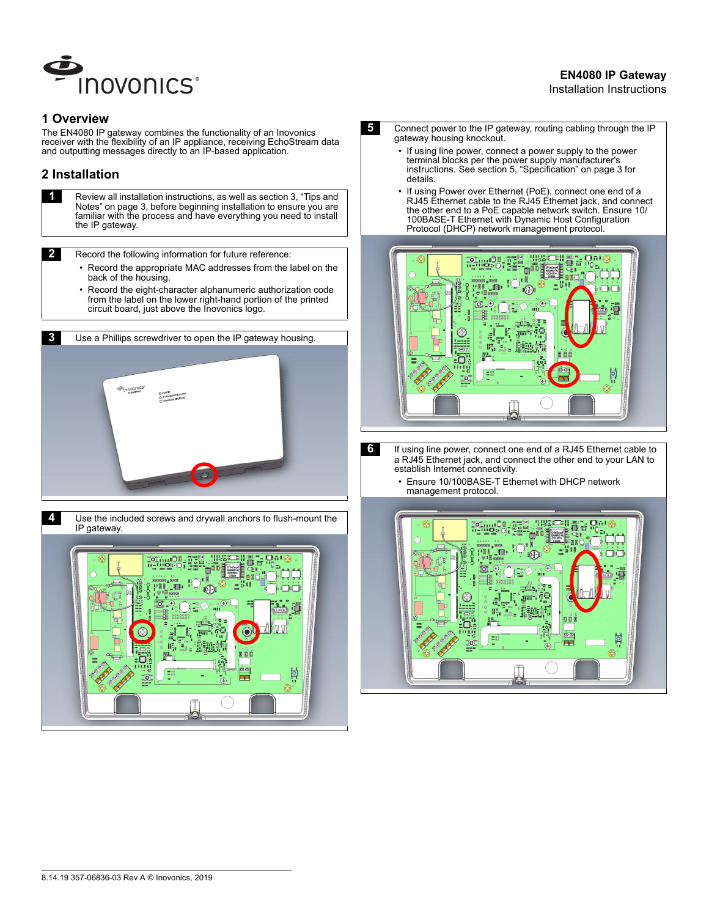# EN4080 IP Gateway

Installation Instructions

## 1 Overview

The EN4080 IP gateway combines the functionality of an Inovonics receiver with the flexibility of an IP appliance, receiving EchoStream data and outputting messages directly to an IP-based application.

## 2 Installation

**1** Review all installation instructions, as well as section 3, "Tips and Notes" on page 3, before beginning installation to ensure you are familiar with the process and have everything you need to install the IP gateway.

**2** Record the following information for future reference:

- Record the appropriate MAC addresses from the label on the back of the housing.
- Record the eight-character alphanumeric authorization code from the label on the lower right-hand portion of the printed circuit board, just above the Inovonics logo.

**3** Use a Phillips screwdriver to open the IP gateway housing.

**4** Use the included screws and drywall anchors to flush-mount the IP gateway.

**5** Connect power to the IP gateway, routing cabling through the IP gateway housing knockout.

- If using line power, connect a power supply to the power terminal blocks per the power supply manufacturer's instructions. See section 5, "Specification" on page 3 for details.
- If using Power over Ethernet (PoE), connect one end of a RJ45 Ethernet cable to the RJ45 Ethernet jack, and connect the other end to a PoE capable network switch. Ensure 10/100BASE-T Ethernet with Dynamic Host Configuration Protocol (DHCP) network management protocol.

**6** If using line power, connect one end of a RJ45 Ethernet cable to a RJ45 Ethernet jack, and connect the other end to your LAN to establish Internet connectivity.

- Ensure 10/100BASE-T Ethernet with DHCP network management protocol.

8.14.19 357-06836-03 Rev A © Inovonics, 2019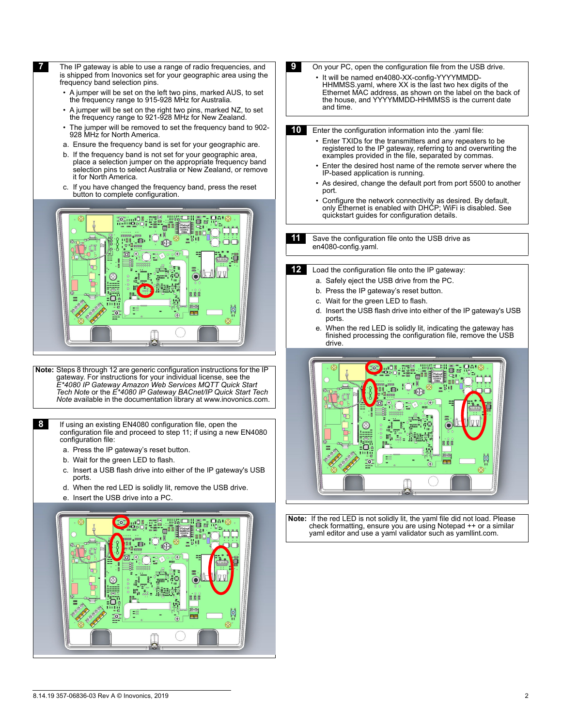**7** The IP gateway is able to use a range of radio frequencies, and is shipped from Inovonics set for your geographic area using the frequency band selection pins.

- A jumper will be set on the left two pins, marked AUS, to set the frequency range to 915-928 MHz for Australia.
- A jumper will be set on the right two pins, marked NZ, to set the frequency range to 921-928 MHz for New Zealand.
- The jumper will be removed to set the frequency band to 902-928 MHz for North America.

a. Ensure the frequency band is set for your geographic are.

b. If the frequency band is not set for your geographic area, place a selection jumper on the appropriate frequency band selection pins to select Australia or New Zealand, or remove it for North America.

c. If you have changed the frequency band, press the reset button to complete configuration.

**Note:** Steps 8 through 12 are generic configuration instructions for the IP gateway. For instructions for your individual license, see the *E\*4080 IP Gateway Amazon Web Services MQTT Quick Start Tech Note* or the *E\*4080 IP Gateway BACnet/IP Quick Start Tech Note* available in the documentation library at www.inovonics.com.

**8** If using an existing EN4080 configuration file, open the configuration file and proceed to step 11; if using a new EN4080 configuration file:

a. Press the IP gateway's reset button.

b. Wait for the green LED to flash.

c. Insert a USB flash drive into either of the IP gateway's USB ports.

d. When the red LED is solidly lit, remove the USB drive.

e. Insert the USB drive into a PC.

**9** On your PC, open the configuration file from the USB drive.

- It will be named en4080-XX-config-YYYYMMDD-HHMMSS.yaml, where XX is the last two hex digits of the Ethernet MAC address, as shown on the label on the back of the house, and YYYYMMDD-HHMMSS is the current date and time.

**10** Enter the configuration information into the .yaml file:

- Enter TXIDs for the transmitters and any repeaters to be registered to the IP gateway, referring to and overwriting the examples provided in the file, separated by commas.
- Enter the desired host name of the remote server where the IP-based application is running.
- As desired, change the default port from port 5500 to another port.
- Configure the network connectivity as desired. By default, only Ethernet is enabled with DHCP; WiFi is disabled. See quickstart guides for configuration details.

**11** Save the configuration file onto the USB drive as en4080-config.yaml.

**12** Load the configuration file onto the IP gateway:

a. Safely eject the USB drive from the PC.

b. Press the IP gateway's reset button.

c. Wait for the green LED to flash.

d. Insert the USB flash drive into either of the IP gateway's USB ports.

e. When the red LED is solidly lit, indicating the gateway has finished processing the configuration file, remove the USB drive.

**Note:** If the red LED is not solidly lit, the yaml file did not load. Please check formatting, ensure you are using Notepad ++ or a similar yaml editor and use a yaml validator such as yamllint.com.

8.14.19 357-06836-03 Rev A © Inovonics, 2019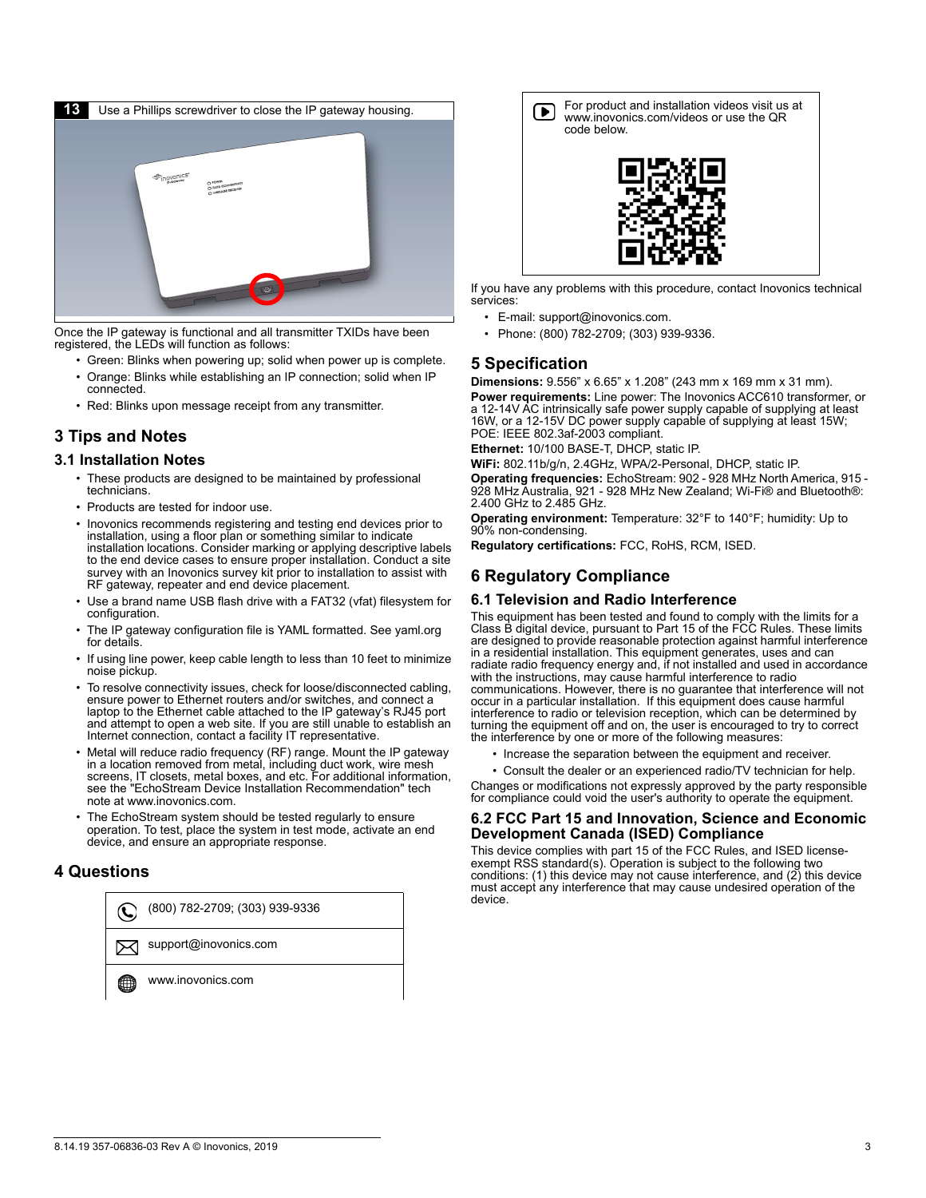**13** Use a Phillips screwdriver to close the IP gateway housing.

Once the IP gateway is functional and all transmitter TXIDs have been registered, the LEDs will function as follows:

- Green: Blinks when powering up; solid when power up is complete.
- Orange: Blinks while establishing an IP connection; solid when IP connected.
- Red: Blinks upon message receipt from any transmitter.

## 3 Tips and Notes

### 3.1 Installation Notes

- These products are designed to be maintained by professional technicians.
- Products are tested for indoor use.
- Inovonics recommends registering and testing end devices prior to installation, using a floor plan or something similar to indicate installation locations. Consider marking or applying descriptive labels to the end device cases to ensure proper installation. Conduct a site survey with an Inovonics survey kit prior to installation to assist with RF gateway, repeater and end device placement.
- Use a brand name USB flash drive with a FAT32 (vfat) filesystem for configuration.
- The IP gateway configuration file is YAML formatted. See yaml.org for details.
- If using line power, keep cable length to less than 10 feet to minimize noise pickup.
- To resolve connectivity issues, check for loose/disconnected cabling, ensure power to Ethernet routers and/or switches, and connect a laptop to the Ethernet cable attached to the IP gateway's RJ45 port and attempt to open a web site. If you are still unable to establish an Internet connection, contact a facility IT representative.
- Metal will reduce radio frequency (RF) range. Mount the IP gateway in a location removed from metal, including duct work, wire mesh screens, IT closets, metal boxes, and etc. For additional information, see the "EchoStream Device Installation Recommendation" tech note at www.inovonics.com.
- The EchoStream system should be tested regularly to ensure operation. To test, place the system in test mode, activate an end device, and ensure an appropriate response.

## 4 Questions

| |
|---|
| (800) 782-2709; (303) 939-9336 |
| support@inovonics.com |
| www.inovonics.com |

For product and installation videos visit us at www.inovonics.com/videos or use the QR code below.

If you have any problems with this procedure, contact Inovonics technical services:

- E-mail: support@inovonics.com.
- Phone: (800) 782-2709; (303) 939-9336.

## 5 Specification

**Dimensions:** 9.556" x 6.65" x 1.208" (243 mm x 169 mm x 31 mm).

**Power requirements:** Line power: The Inovonics ACC610 transformer, or a 12-14V AC intrinsically safe power supply capable of supplying at least 16W, or a 12-15V DC power supply capable of supplying at least 15W; POE: IEEE 802.3af-2003 compliant.

**Ethernet:** 10/100 BASE-T, DHCP, static IP.

**WiFi:** 802.11b/g/n, 2.4GHz, WPA/2-Personal, DHCP, static IP.

**Operating frequencies:** EchoStream: 902 - 928 MHz North America, 915 - 928 MHz Australia, 921 - 928 MHz New Zealand; Wi-Fi® and Bluetooth®: 2.400 GHz to 2.485 GHz.

**Operating environment:** Temperature: 32°F to 140°F; humidity: Up to 90% non-condensing.

**Regulatory certifications:** FCC, RoHS, RCM, ISED.

## 6 Regulatory Compliance

### 6.1 Television and Radio Interference

This equipment has been tested and found to comply with the limits for a Class B digital device, pursuant to Part 15 of the FCC Rules. These limits are designed to provide reasonable protection against harmful interference in a residential installation. This equipment generates, uses and can radiate radio frequency energy and, if not installed and used in accordance with the instructions, may cause harmful interference to radio communications. However, there is no guarantee that interference will not occur in a particular installation. If this equipment does cause harmful interference to radio or television reception, which can be determined by turning the equipment off and on, the user is encouraged to try to correct the interference by one or more of the following measures:

- Increase the separation between the equipment and receiver.
- Consult the dealer or an experienced radio/TV technician for help.

Changes or modifications not expressly approved by the party responsible for compliance could void the user's authority to operate the equipment.

### 6.2 FCC Part 15 and Innovation, Science and Economic Development Canada (ISED) Compliance

This device complies with part 15 of the FCC Rules, and ISED license-exempt RSS standard(s). Operation is subject to the following two conditions: (1) this device may not cause interference, and (2) this device must accept any interference that may cause undesired operation of the device.

8.14.19 357-06836-03 Rev A © Inovonics, 2019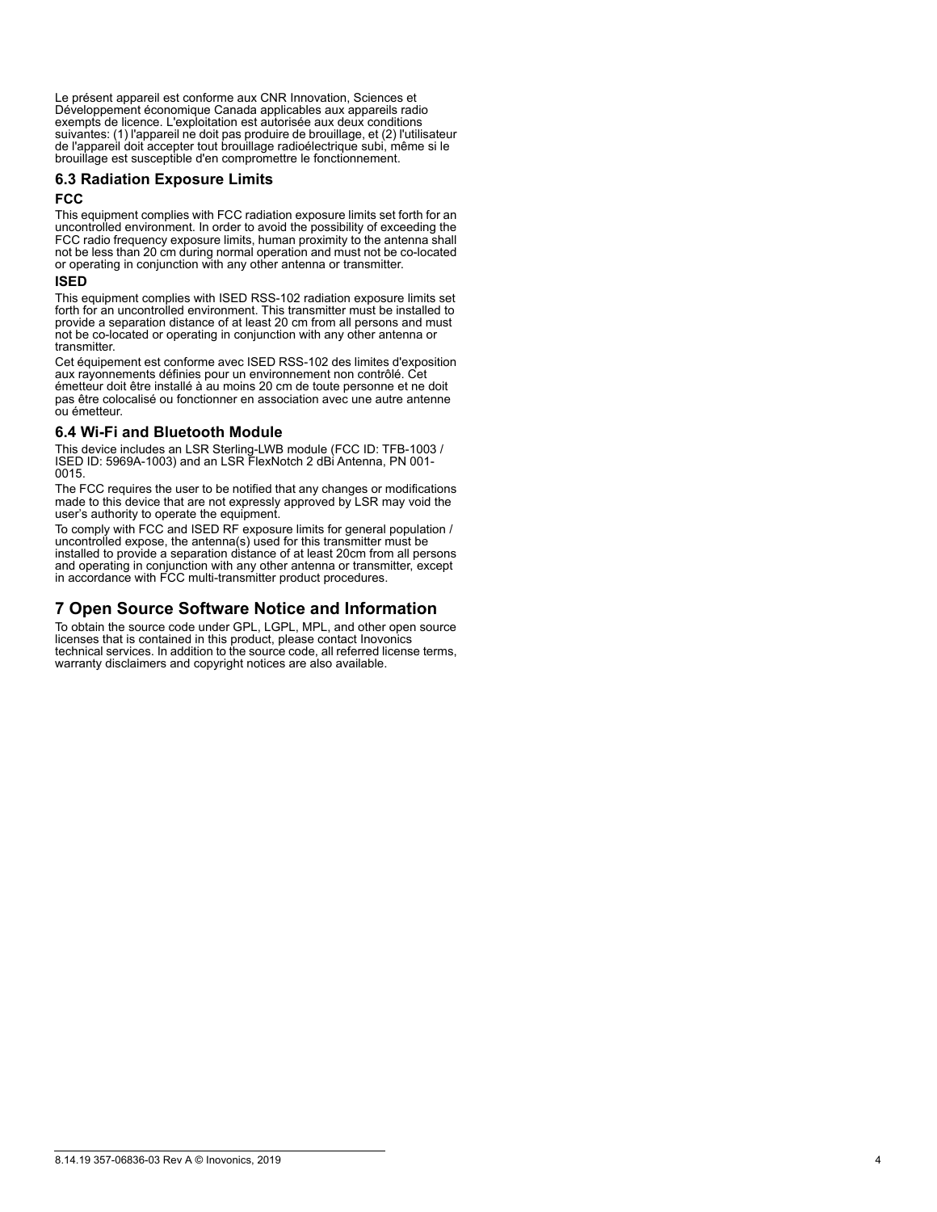Le présent appareil est conforme aux CNR Innovation, Sciences et Développement économique Canada applicables aux appareils radio exempts de licence. L'exploitation est autorisée aux deux conditions suivantes: (1) l'appareil ne doit pas produire de brouillage, et (2) l'utilisateur de l'appareil doit accepter tout brouillage radioélectrique subi, même si le brouillage est susceptible d'en compromettre le fonctionnement.

### 6.3 Radiation Exposure Limits

**FCC**

This equipment complies with FCC radiation exposure limits set forth for an uncontrolled environment. In order to avoid the possibility of exceeding the FCC radio frequency exposure limits, human proximity to the antenna shall not be less than 20 cm during normal operation and must not be co-located or operating in conjunction with any other antenna or transmitter.

**ISED**

This equipment complies with ISED RSS-102 radiation exposure limits set forth for an uncontrolled environment. This transmitter must be installed to provide a separation distance of at least 20 cm from all persons and must not be co-located or operating in conjunction with any other antenna or transmitter.

Cet équipement est conforme avec ISED RSS-102 des limites d'exposition aux rayonnements définies pour un environnement non contrôlé. Cet émetteur doit être installé à au moins 20 cm de toute personne et ne doit pas être colocalisé ou fonctionner en association avec une autre antenne ou émetteur.

### 6.4 Wi-Fi and Bluetooth Module

This device includes an LSR Sterling-LWB module (FCC ID: TFB-1003 / ISED ID: 5969A-1003) and an LSR FlexNotch 2 dBi Antenna, PN 001-0015.

The FCC requires the user to be notified that any changes or modifications made to this device that are not expressly approved by LSR may void the user's authority to operate the equipment.

To comply with FCC and ISED RF exposure limits for general population / uncontrolled expose, the antenna(s) used for this transmitter must be installed to provide a separation distance of at least 20cm from all persons and operating in conjunction with any other antenna or transmitter, except in accordance with FCC multi-transmitter product procedures.

## 7 Open Source Software Notice and Information

To obtain the source code under GPL, LGPL, MPL, and other open source licenses that is contained in this product, please contact Inovonics technical services. In addition to the source code, all referred license terms, warranty disclaimers and copyright notices are also available.